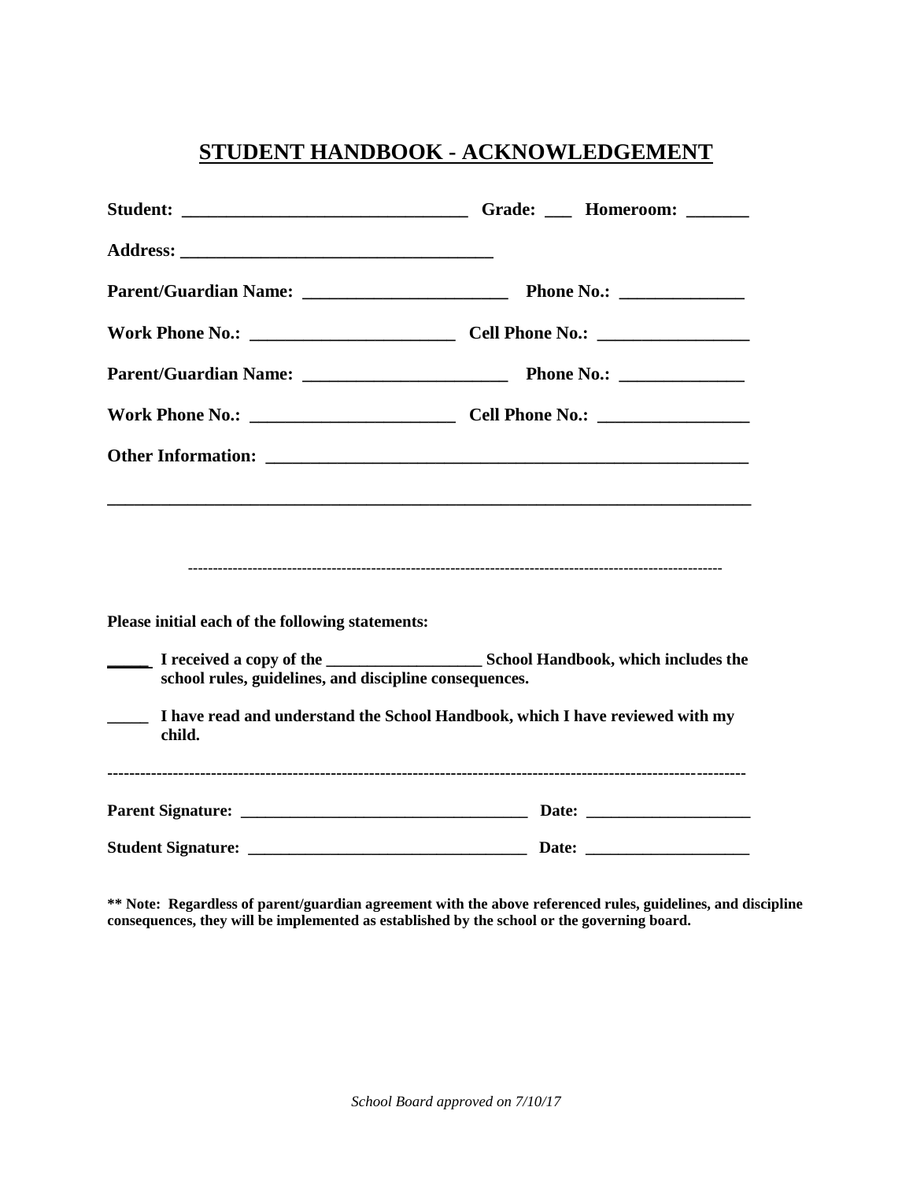# STUDENT HANDBOOK - ACKNOWLEDGEMENT

**Student: ________________________________ Grade: ___ Homeroom: _______**

**Address: ____________________________________**

**Parent/Guardian Name: _______________________ Phone No.: ______________**

**Work Phone No.: _______________________ Cell Phone No.: _________________**

**Parent/Guardian Name: _______________________ Phone No.: ______________**

**Work Phone No.: _______________________ Cell Phone No.: _________________**

**Other Information: _______________________________________________________**

**___________________________________________________________________________**

-----------------------------------------------------------------------------------------------------------

**Please initial each of the following statements:**

**_____ I received a copy of the ___________________ School Handbook, which includes the school rules, guidelines, and discipline consequences.**

**_____ I have read and understand the School Handbook, which I have reviewed with my child.**

-------------------------------------------------------------------------------------------------------------------

**Parent Signature: ___________________________________ Date: ____________________**

**Student Signature: __________________________________ Date: ____________________**

**\*\* Note: Regardless of parent/guardian agreement with the above referenced rules, guidelines, and discipline consequences, they will be implemented as established by the school or the governing board.**

*School Board approved on 7/10/17*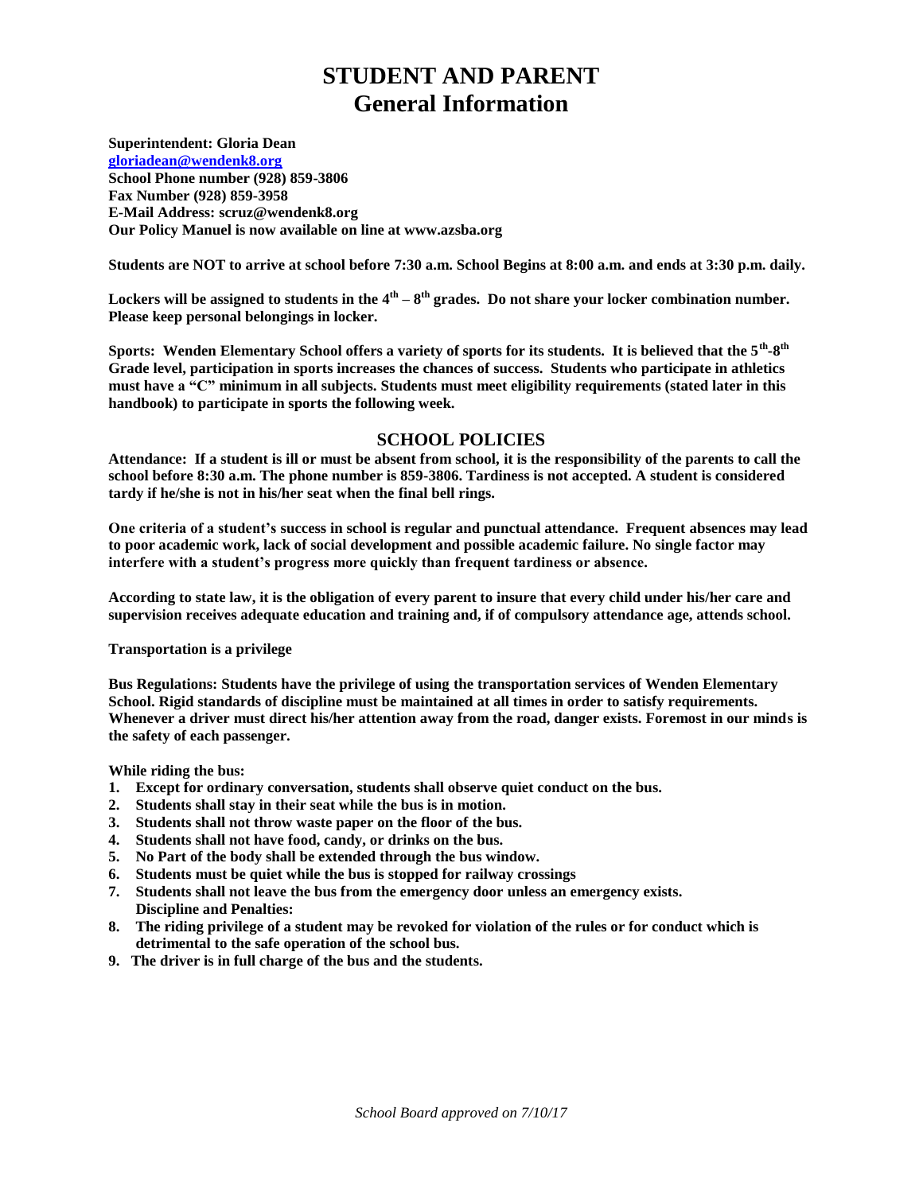# STUDENT AND PARENT
# General Information

**Superintendent: Gloria Dean**
**gloriadean@wendenk8.org**
**School Phone number (928) 859-3806**
**Fax Number (928) 859-3958**
**E-Mail Address: scruz@wendenk8.org**
**Our Policy Manuel is now available on line at www.azsba.org**

**Students are NOT to arrive at school before 7:30 a.m. School Begins at 8:00 a.m. and ends at 3:30 p.m. daily.**

**Lockers will be assigned to students in the 4th – 8th grades. Do not share your locker combination number. Please keep personal belongings in locker.**

**Sports: Wenden Elementary School offers a variety of sports for its students. It is believed that the 5th-8th Grade level, participation in sports increases the chances of success. Students who participate in athletics must have a "C" minimum in all subjects. Students must meet eligibility requirements (stated later in this handbook) to participate in sports the following week.**

## SCHOOL POLICIES

**Attendance: If a student is ill or must be absent from school, it is the responsibility of the parents to call the school before 8:30 a.m. The phone number is 859-3806. Tardiness is not accepted. A student is considered tardy if he/she is not in his/her seat when the final bell rings.**

**One criteria of a student's success in school is regular and punctual attendance. Frequent absences may lead to poor academic work, lack of social development and possible academic failure. No single factor may interfere with a student's progress more quickly than frequent tardiness or absence.**

**According to state law, it is the obligation of every parent to insure that every child under his/her care and supervision receives adequate education and training and, if of compulsory attendance age, attends school.**

**Transportation is a privilege**

**Bus Regulations: Students have the privilege of using the transportation services of Wenden Elementary School. Rigid standards of discipline must be maintained at all times in order to satisfy requirements. Whenever a driver must direct his/her attention away from the road, danger exists. Foremost in our minds is the safety of each passenger.**

**While riding the bus:**

1. **Except for ordinary conversation, students shall observe quiet conduct on the bus.**
2. **Students shall stay in their seat while the bus is in motion.**
3. **Students shall not throw waste paper on the floor of the bus.**
4. **Students shall not have food, candy, or drinks on the bus.**
5. **No Part of the body shall be extended through the bus window.**
6. **Students must be quiet while the bus is stopped for railway crossings**
7. **Students shall not leave the bus from the emergency door unless an emergency exists.**
   **Discipline and Penalties:**
8. **The riding privilege of a student may be revoked for violation of the rules or for conduct which is detrimental to the safe operation of the school bus.**
9. **The driver is in full charge of the bus and the students.**

*School Board approved on 7/10/17*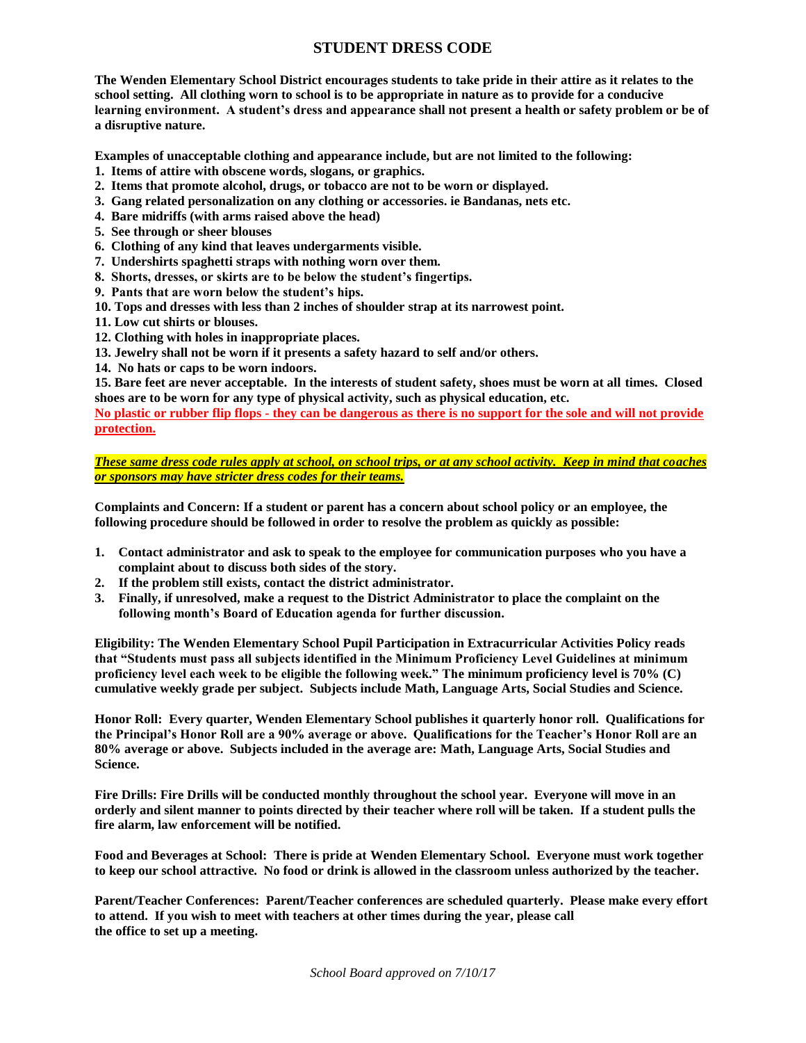## STUDENT DRESS CODE

**The Wenden Elementary School District encourages students to take pride in their attire as it relates to the school setting. All clothing worn to school is to be appropriate in nature as to provide for a conducive learning environment. A student's dress and appearance shall not present a health or safety problem or be of a disruptive nature.**

**Examples of unacceptable clothing and appearance include, but are not limited to the following:**

1. **Items of attire with obscene words, slogans, or graphics.**
2. **Items that promote alcohol, drugs, or tobacco are not to be worn or displayed.**
3. **Gang related personalization on any clothing or accessories. ie Bandanas, nets etc.**
4. **Bare midriffs (with arms raised above the head)**
5. **See through or sheer blouses**
6. **Clothing of any kind that leaves undergarments visible.**
7. **Undershirts spaghetti straps with nothing worn over them.**
8. **Shorts, dresses, or skirts are to be below the student's fingertips.**
9. **Pants that are worn below the student's hips.**
10. **Tops and dresses with less than 2 inches of shoulder strap at its narrowest point.**
11. **Low cut shirts or blouses.**
12. **Clothing with holes in inappropriate places.**
13. **Jewelry shall not be worn if it presents a safety hazard to self and/or others.**
14. **No hats or caps to be worn indoors.**
15. **Bare feet are never acceptable. In the interests of student safety, shoes must be worn at all times. Closed shoes are to be worn for any type of physical activity, such as physical education, etc.**

**No plastic or rubber flip flops - they can be dangerous as there is no support for the sole and will not provide protection.**

***These same dress code rules apply at school, on school trips, or at any school activity. Keep in mind that coaches or sponsors may have stricter dress codes for their teams.***

**Complaints and Concern: If a student or parent has a concern about school policy or an employee, the following procedure should be followed in order to resolve the problem as quickly as possible:**

1. **Contact administrator and ask to speak to the employee for communication purposes who you have a complaint about to discuss both sides of the story.**
2. **If the problem still exists, contact the district administrator.**
3. **Finally, if unresolved, make a request to the District Administrator to place the complaint on the following month's Board of Education agenda for further discussion.**

**Eligibility: The Wenden Elementary School Pupil Participation in Extracurricular Activities Policy reads that "Students must pass all subjects identified in the Minimum Proficiency Level Guidelines at minimum proficiency level each week to be eligible the following week." The minimum proficiency level is 70% (C) cumulative weekly grade per subject. Subjects include Math, Language Arts, Social Studies and Science.**

**Honor Roll: Every quarter, Wenden Elementary School publishes it quarterly honor roll. Qualifications for the Principal's Honor Roll are a 90% average or above. Qualifications for the Teacher's Honor Roll are an 80% average or above. Subjects included in the average are: Math, Language Arts, Social Studies and Science.**

**Fire Drills: Fire Drills will be conducted monthly throughout the school year. Everyone will move in an orderly and silent manner to points directed by their teacher where roll will be taken. If a student pulls the fire alarm, law enforcement will be notified.**

**Food and Beverages at School: There is pride at Wenden Elementary School. Everyone must work together to keep our school attractive. No food or drink is allowed in the classroom unless authorized by the teacher.**

**Parent/Teacher Conferences: Parent/Teacher conferences are scheduled quarterly. Please make every effort to attend. If you wish to meet with teachers at other times during the year, please call the office to set up a meeting.**

*School Board approved on 7/10/17*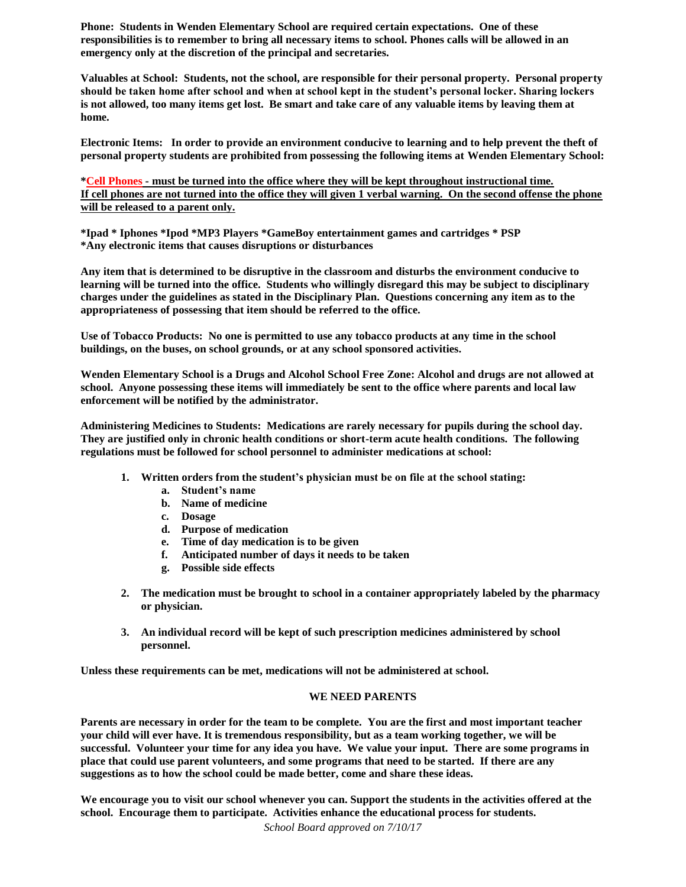**Phone: Students in Wenden Elementary School are required certain expectations. One of these responsibilities is to remember to bring all necessary items to school. Phones calls will be allowed in an emergency only at the discretion of the principal and secretaries.**

**Valuables at School: Students, not the school, are responsible for their personal property. Personal property should be taken home after school and when at school kept in the student's personal locker. Sharing lockers is not allowed, too many items get lost. Be smart and take care of any valuable items by leaving them at home.**

**Electronic Items: In order to provide an environment conducive to learning and to help prevent the theft of personal property students are prohibited from possessing the following items at Wenden Elementary School:**

**\*<u>Cell Phones - must be turned into the office where they will be kept throughout instructional time. If cell phones are not turned into the office they will given 1 verbal warning. On the second offense the phone will be released to a parent only.</u>**

**\*Ipad \* Iphones \*Ipod \*MP3 Players \*GameBoy entertainment games and cartridges \* PSP**
**\*Any electronic items that causes disruptions or disturbances**

**Any item that is determined to be disruptive in the classroom and disturbs the environment conducive to learning will be turned into the office. Students who willingly disregard this may be subject to disciplinary charges under the guidelines as stated in the Disciplinary Plan. Questions concerning any item as to the appropriateness of possessing that item should be referred to the office.**

**Use of Tobacco Products: No one is permitted to use any tobacco products at any time in the school buildings, on the buses, on school grounds, or at any school sponsored activities.**

**Wenden Elementary School is a Drugs and Alcohol School Free Zone: Alcohol and drugs are not allowed at school. Anyone possessing these items will immediately be sent to the office where parents and local law enforcement will be notified by the administrator.**

**Administering Medicines to Students: Medications are rarely necessary for pupils during the school day. They are justified only in chronic health conditions or short-term acute health conditions. The following regulations must be followed for school personnel to administer medications at school:**

1. **Written orders from the student's physician must be on file at the school stating:**
   a. **Student's name**
   b. **Name of medicine**
   c. **Dosage**
   d. **Purpose of medication**
   e. **Time of day medication is to be given**
   f. **Anticipated number of days it needs to be taken**
   g. **Possible side effects**
2. **The medication must be brought to school in a container appropriately labeled by the pharmacy or physician.**
3. **An individual record will be kept of such prescription medicines administered by school personnel.**

**Unless these requirements can be met, medications will not be administered at school.**

## WE NEED PARENTS

**Parents are necessary in order for the team to be complete. You are the first and most important teacher your child will ever have. It is tremendous responsibility, but as a team working together, we will be successful. Volunteer your time for any idea you have. We value your input. There are some programs in place that could use parent volunteers, and some programs that need to be started. If there are any suggestions as to how the school could be made better, come and share these ideas.**

**We encourage you to visit our school whenever you can. Support the students in the activities offered at the school. Encourage them to participate. Activities enhance the educational process for students.**

*School Board approved on 7/10/17*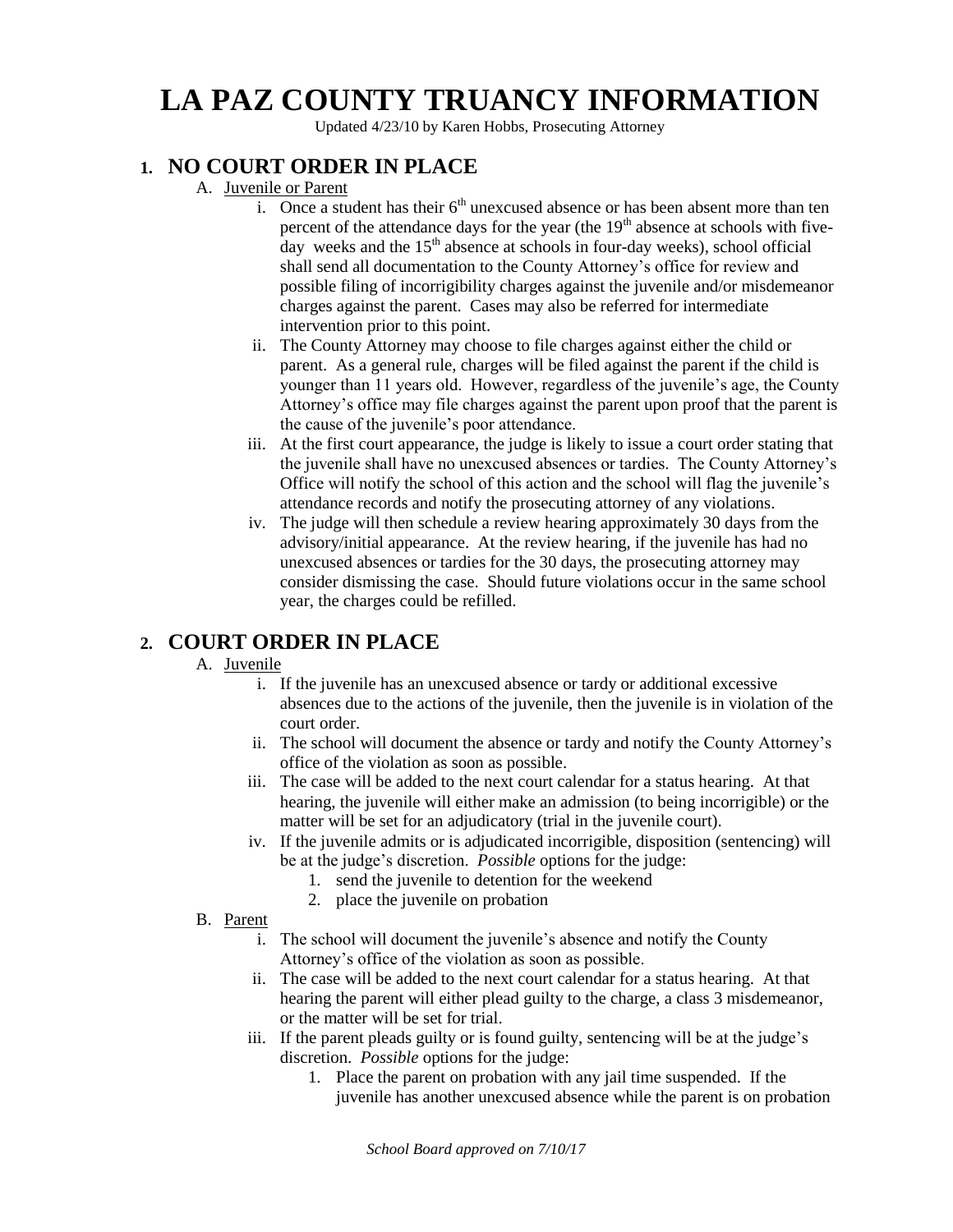# LA PAZ COUNTY TRUANCY INFORMATION

Updated 4/23/10 by Karen Hobbs, Prosecuting Attorney

## 1. NO COURT ORDER IN PLACE

A. Juvenile or Parent

i. Once a student has their 6th unexcused absence or has been absent more than ten percent of the attendance days for the year (the 19th absence at schools with five-day weeks and the 15th absence at schools in four-day weeks), school official shall send all documentation to the County Attorney's office for review and possible filing of incorrigibility charges against the juvenile and/or misdemeanor charges against the parent. Cases may also be referred for intermediate intervention prior to this point.

ii. The County Attorney may choose to file charges against either the child or parent. As a general rule, charges will be filed against the parent if the child is younger than 11 years old. However, regardless of the juvenile's age, the County Attorney's office may file charges against the parent upon proof that the parent is the cause of the juvenile's poor attendance.

iii. At the first court appearance, the judge is likely to issue a court order stating that the juvenile shall have no unexcused absences or tardies. The County Attorney's Office will notify the school of this action and the school will flag the juvenile's attendance records and notify the prosecuting attorney of any violations.

iv. The judge will then schedule a review hearing approximately 30 days from the advisory/initial appearance. At the review hearing, if the juvenile has had no unexcused absences or tardies for the 30 days, the prosecuting attorney may consider dismissing the case. Should future violations occur in the same school year, the charges could be refilled.

## 2. COURT ORDER IN PLACE

A. Juvenile

i. If the juvenile has an unexcused absence or tardy or additional excessive absences due to the actions of the juvenile, then the juvenile is in violation of the court order.

ii. The school will document the absence or tardy and notify the County Attorney's office of the violation as soon as possible.

iii. The case will be added to the next court calendar for a status hearing. At that hearing, the juvenile will either make an admission (to being incorrigible) or the matter will be set for an adjudicatory (trial in the juvenile court).

iv. If the juvenile admits or is adjudicated incorrigible, disposition (sentencing) will be at the judge's discretion. *Possible* options for the judge:

1. send the juvenile to detention for the weekend
2. place the juvenile on probation

B. Parent

i. The school will document the juvenile's absence and notify the County Attorney's office of the violation as soon as possible.

ii. The case will be added to the next court calendar for a status hearing. At that hearing the parent will either plead guilty to the charge, a class 3 misdemeanor, or the matter will be set for trial.

iii. If the parent pleads guilty or is found guilty, sentencing will be at the judge's discretion. *Possible* options for the judge:

1. Place the parent on probation with any jail time suspended. If the juvenile has another unexcused absence while the parent is on probation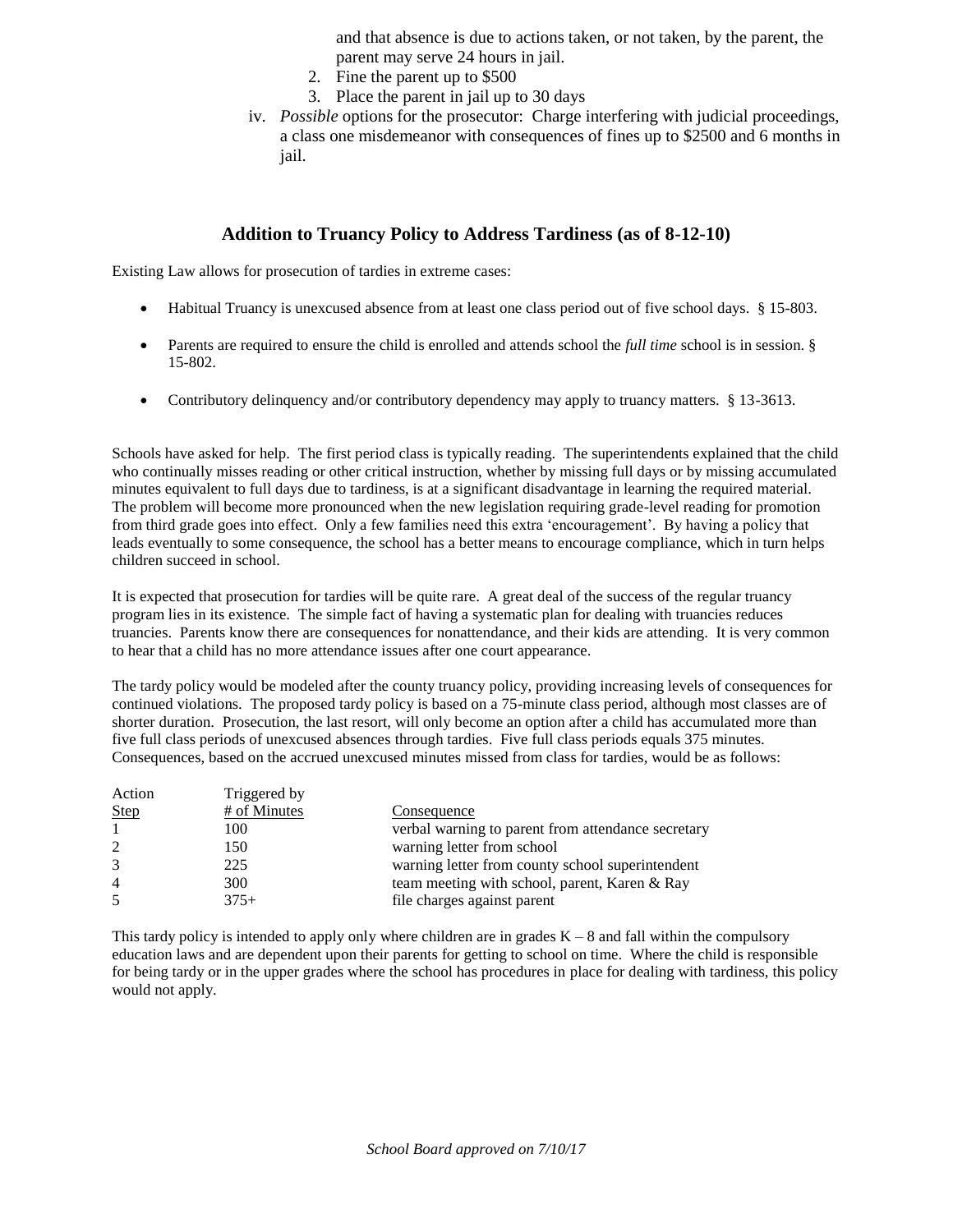and that absence is due to actions taken, or not taken, by the parent, the parent may serve 24 hours in jail.

2. Fine the parent up to $500
3. Place the parent in jail up to 30 days

iv. *Possible* options for the prosecutor: Charge interfering with judicial proceedings, a class one misdemeanor with consequences of fines up to $2500 and 6 months in jail.

## Addition to Truancy Policy to Address Tardiness (as of 8-12-10)

Existing Law allows for prosecution of tardies in extreme cases:

- Habitual Truancy is unexcused absence from at least one class period out of five school days. § 15-803.
- Parents are required to ensure the child is enrolled and attends school the *full time* school is in session. § 15-802.
- Contributory delinquency and/or contributory dependency may apply to truancy matters. § 13-3613.

Schools have asked for help. The first period class is typically reading. The superintendents explained that the child who continually misses reading or other critical instruction, whether by missing full days or by missing accumulated minutes equivalent to full days due to tardiness, is at a significant disadvantage in learning the required material. The problem will become more pronounced when the new legislation requiring grade-level reading for promotion from third grade goes into effect. Only a few families need this extra 'encouragement'. By having a policy that leads eventually to some consequence, the school has a better means to encourage compliance, which in turn helps children succeed in school.

It is expected that prosecution for tardies will be quite rare. A great deal of the success of the regular truancy program lies in its existence. The simple fact of having a systematic plan for dealing with truancies reduces truancies. Parents know there are consequences for nonattendance, and their kids are attending. It is very common to hear that a child has no more attendance issues after one court appearance.

The tardy policy would be modeled after the county truancy policy, providing increasing levels of consequences for continued violations. The proposed tardy policy is based on a 75-minute class period, although most classes are of shorter duration. Prosecution, the last resort, will only become an option after a child has accumulated more than five full class periods of unexcused absences through tardies. Five full class periods equals 375 minutes. Consequences, based on the accrued unexcused minutes missed from class for tardies, would be as follows:

| Action Step | Triggered by # of Minutes | Consequence |
|---|---|---|
| 1 | 100 | verbal warning to parent from attendance secretary |
| 2 | 150 | warning letter from school |
| 3 | 225 | warning letter from county school superintendent |
| 4 | 300 | team meeting with school, parent, Karen & Ray |
| 5 | 375+ | file charges against parent |

This tardy policy is intended to apply only where children are in grades K – 8 and fall within the compulsory education laws and are dependent upon their parents for getting to school on time. Where the child is responsible for being tardy or in the upper grades where the school has procedures in place for dealing with tardiness, this policy would not apply.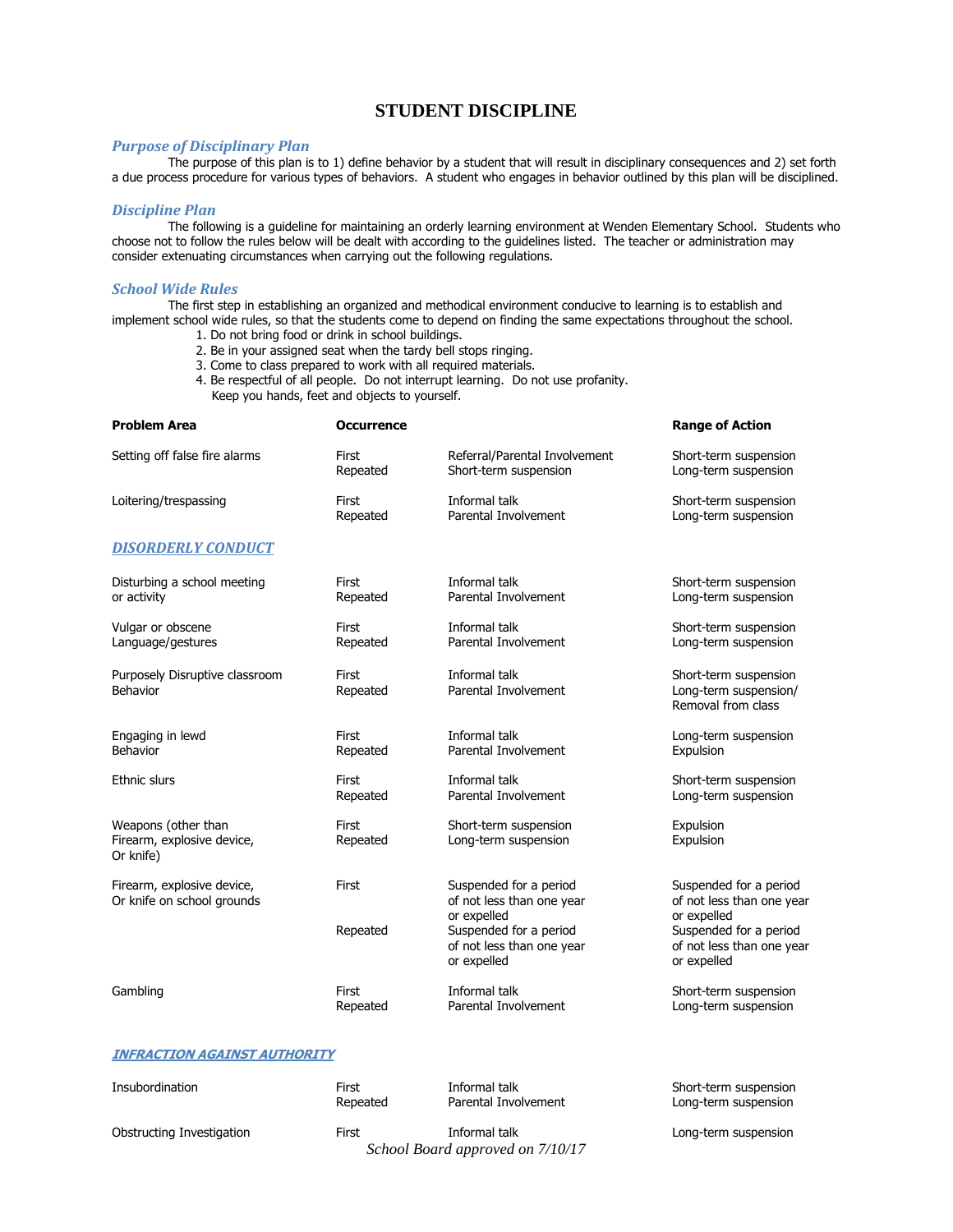## STUDENT DISCIPLINE

### *Purpose of Disciplinary Plan*

The purpose of this plan is to 1) define behavior by a student that will result in disciplinary consequences and 2) set forth a due process procedure for various types of behaviors. A student who engages in behavior outlined by this plan will be disciplined.

### *Discipline Plan*

The following is a guideline for maintaining an orderly learning environment at Wenden Elementary School. Students who choose not to follow the rules below will be dealt with according to the guidelines listed. The teacher or administration may consider extenuating circumstances when carrying out the following regulations.

### *School Wide Rules*

The first step in establishing an organized and methodical environment conducive to learning is to establish and implement school wide rules, so that the students come to depend on finding the same expectations throughout the school.

1. Do not bring food or drink in school buildings.
2. Be in your assigned seat when the tardy bell stops ringing.
3. Come to class prepared to work with all required materials.
4. Be respectful of all people. Do not interrupt learning. Do not use profanity. Keep you hands, feet and objects to yourself.

| Problem Area | Occurrence | | Range of Action |
|---|---|---|---|
| Setting off false fire alarms | First | Referral/Parental Involvement | Short-term suspension |
| | Repeated | Short-term suspension | Long-term suspension |
| Loitering/trespassing | First | Informal talk | Short-term suspension |
| | Repeated | Parental Involvement | Long-term suspension |
| ***DISORDERLY CONDUCT*** | | | |
| Disturbing a school meeting or activity | First | Informal talk | Short-term suspension |
| | Repeated | Parental Involvement | Long-term suspension |
| Vulgar or obscene Language/gestures | First | Informal talk | Short-term suspension |
| | Repeated | Parental Involvement | Long-term suspension |
| Purposely Disruptive classroom Behavior | First | Informal talk | Short-term suspension |
| | Repeated | Parental Involvement | Long-term suspension/ Removal from class |
| Engaging in lewd Behavior | First | Informal talk | Long-term suspension |
| | Repeated | Parental Involvement | Expulsion |
| Ethnic slurs | First | Informal talk | Short-term suspension |
| | Repeated | Parental Involvement | Long-term suspension |
| Weapons (other than Firearm, explosive device, Or knife) | First | Short-term suspension | Expulsion |
| | Repeated | Long-term suspension | Expulsion |
| Firearm, explosive device, Or knife on school grounds | First | Suspended for a period of not less than one year or expelled | Suspended for a period of not less than one year or expelled |
| | Repeated | Suspended for a period of not less than one year or expelled | Suspended for a period of not less than one year or expelled |
| Gambling | First | Informal talk | Short-term suspension |
| | Repeated | Parental Involvement | Long-term suspension |
| ***INFRACTION AGAINST AUTHORITY*** | | | |
| Insubordination | First | Informal talk | Short-term suspension |
| | Repeated | Parental Involvement | Long-term suspension |
| Obstructing Investigation | First | Informal talk | Long-term suspension |

*School Board approved on 7/10/17*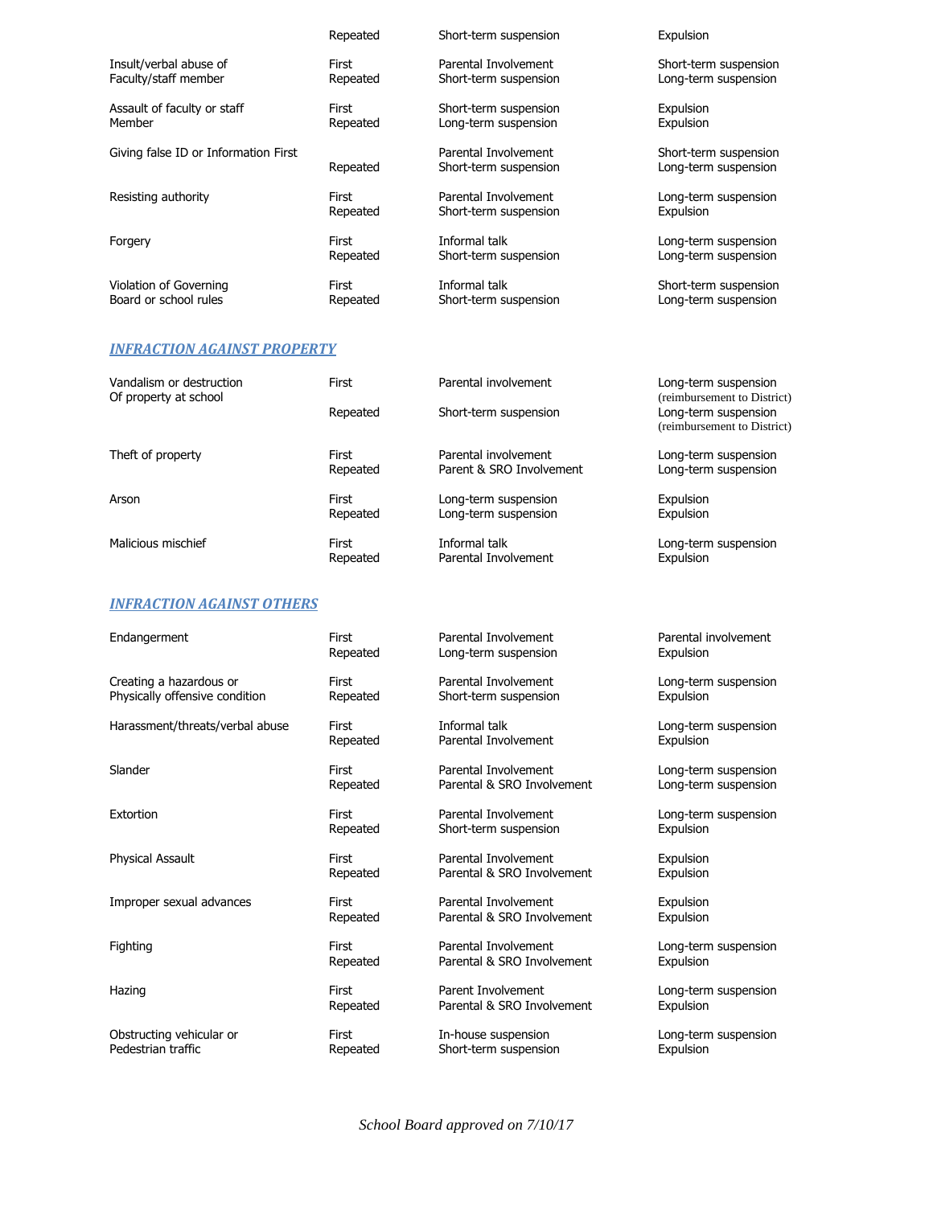| | | | |
|---|---|---|---|
| | Repeated | Short-term suspension | Expulsion |
| Insult/verbal abuse of Faculty/staff member | First<br>Repeated | Parental Involvement<br>Short-term suspension | Short-term suspension<br>Long-term suspension |
| Assault of faculty or staff Member | First<br>Repeated | Short-term suspension<br>Long-term suspension | Expulsion<br>Expulsion |
| Giving false ID or Information | First<br>Repeated | Parental Involvement<br>Short-term suspension | Short-term suspension<br>Long-term suspension |
| Resisting authority | First<br>Repeated | Parental Involvement<br>Short-term suspension | Long-term suspension<br>Expulsion |
| Forgery | First<br>Repeated | Informal talk<br>Short-term suspension | Long-term suspension<br>Long-term suspension |
| Violation of Governing Board or school rules | First<br>Repeated | Informal talk<br>Short-term suspension | Short-term suspension<br>Long-term suspension |

## *INFRACTION AGAINST PROPERTY*

| | | | |
|---|---|---|---|
| Vandalism or destruction Of property at school | First<br>Repeated | Parental involvement<br>Short-term suspension | Long-term suspension (reimbursement to District)<br>Long-term suspension (reimbursement to District) |
| Theft of property | First<br>Repeated | Parental involvement<br>Parent & SRO Involvement | Long-term suspension<br>Long-term suspension |
| Arson | First<br>Repeated | Long-term suspension<br>Long-term suspension | Expulsion<br>Expulsion |
| Malicious mischief | First<br>Repeated | Informal talk<br>Parental Involvement | Long-term suspension<br>Expulsion |

## *INFRACTION AGAINST OTHERS*

| | | | |
|---|---|---|---|
| Endangerment | First<br>Repeated | Parental Involvement<br>Long-term suspension | Parental involvement<br>Expulsion |
| Creating a hazardous or Physically offensive condition | First<br>Repeated | Parental Involvement<br>Short-term suspension | Long-term suspension<br>Expulsion |
| Harassment/threats/verbal abuse | First<br>Repeated | Informal talk<br>Parental Involvement | Long-term suspension<br>Expulsion |
| Slander | First<br>Repeated | Parental Involvement<br>Parental & SRO Involvement | Long-term suspension<br>Long-term suspension |
| Extortion | First<br>Repeated | Parental Involvement<br>Short-term suspension | Long-term suspension<br>Expulsion |
| Physical Assault | First<br>Repeated | Parental Involvement<br>Parental & SRO Involvement | Expulsion<br>Expulsion |
| Improper sexual advances | First<br>Repeated | Parental Involvement<br>Parental & SRO Involvement | Expulsion<br>Expulsion |
| Fighting | First<br>Repeated | Parental Involvement<br>Parental & SRO Involvement | Long-term suspension<br>Expulsion |
| Hazing | First<br>Repeated | Parent Involvement<br>Parental & SRO Involvement | Long-term suspension<br>Expulsion |
| Obstructing vehicular or Pedestrian traffic | First<br>Repeated | In-house suspension<br>Short-term suspension | Long-term suspension<br>Expulsion |

*School Board approved on 7/10/17*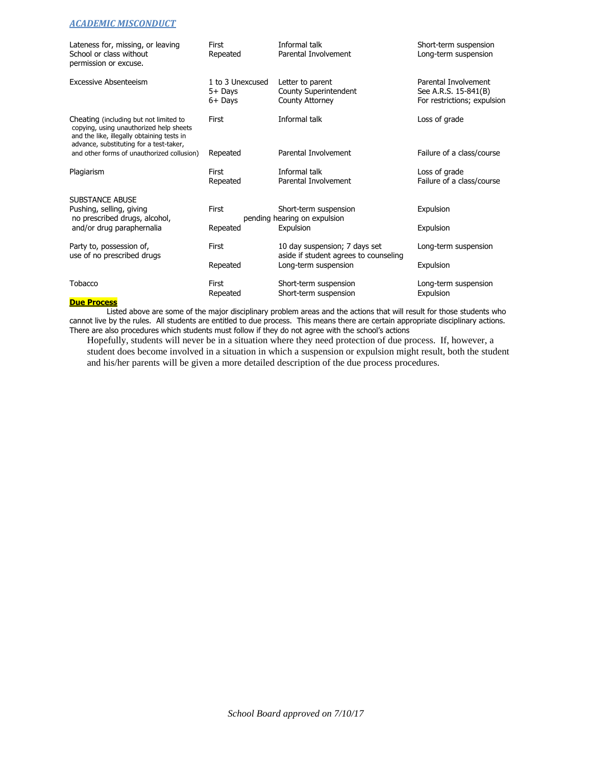## *ACADEMIC MISCONDUCT*

| | | | |
|---|---|---|---|
| Lateness for, missing, or leaving School or class without permission or excuse. | First<br>Repeated | Informal talk<br>Parental Involvement | Short-term suspension<br>Long-term suspension |
| Excessive Absenteeism | 1 to 3 Unexcused<br>5+ Days<br>6+ Days | Letter to parent<br>County Superintendent<br>County Attorney | Parental Involvement<br>See A.R.S. 15-841(B)<br>For restrictions; expulsion |
| Cheating (including but not limited to copying, using unauthorized help sheets and the like, illegally obtaining tests in advance, substituting for a test-taker, | First | Informal talk | Loss of grade |
| and other forms of unauthorized collusion) | Repeated | Parental Involvement | Failure of a class/course |
| Plagiarism | First<br>Repeated | Informal talk<br>Parental Involvement | Loss of grade<br>Failure of a class/course |
| SUBSTANCE ABUSE<br>Pushing, selling, giving no prescribed drugs, alcohol, | First | Short-term suspension pending hearing on expulsion | Expulsion |
| and/or drug paraphernalia | Repeated | Expulsion | Expulsion |
| Party to, possession of, use of no prescribed drugs | First | 10 day suspension; 7 days set aside if student agrees to counseling | Long-term suspension |
| | Repeated | Long-term suspension | Expulsion |
| Tobacco | First<br>Repeated | Short-term suspension<br>Short-term suspension | Long-term suspension<br>Expulsion |

**Due Process**

Listed above are some of the major disciplinary problem areas and the actions that will result for those students who cannot live by the rules. All students are entitled to due process. This means there are certain appropriate disciplinary actions. There are also procedures which students must follow if they do not agree with the school's actions

Hopefully, students will never be in a situation where they need protection of due process. If, however, a student does become involved in a situation in which a suspension or expulsion might result, both the student and his/her parents will be given a more detailed description of the due process procedures.

*School Board approved on 7/10/17*